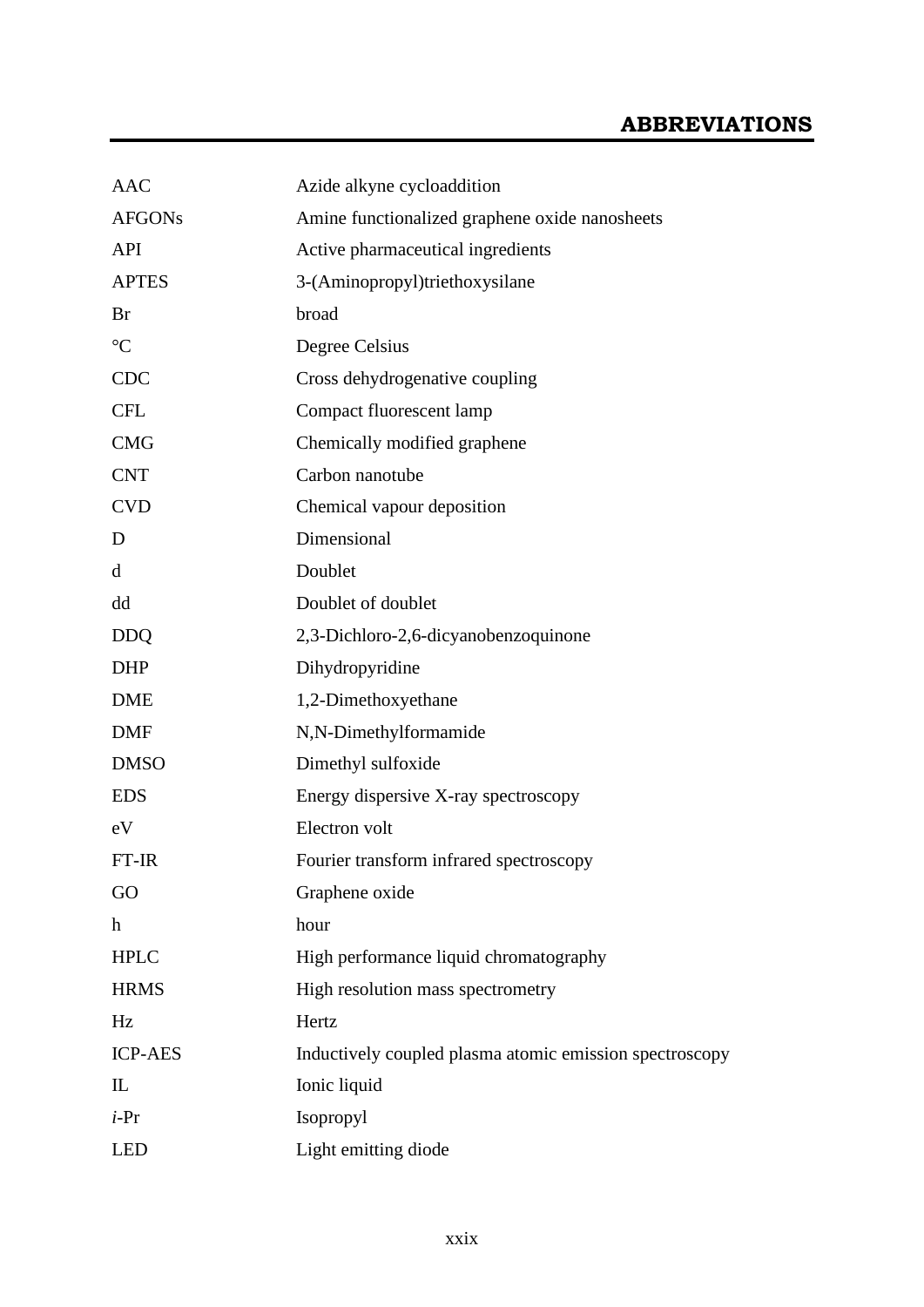# ABBREVIATIONS

| | |
|---|---|
| AAC | Azide alkyne cycloaddition |
| AFGONs | Amine functionalized graphene oxide nanosheets |
| API | Active pharmaceutical ingredients |
| APTES | 3-(Aminopropyl)triethoxysilane |
| Br | broad |
| °C | Degree Celsius |
| CDC | Cross dehydrogenative coupling |
| CFL | Compact fluorescent lamp |
| CMG | Chemically modified graphene |
| CNT | Carbon nanotube |
| CVD | Chemical vapour deposition |
| D | Dimensional |
| d | Doublet |
| dd | Doublet of doublet |
| DDQ | 2,3-Dichloro-2,6-dicyanobenzoquinone |
| DHP | Dihydropyridine |
| DME | 1,2-Dimethoxyethane |
| DMF | N,N-Dimethylformamide |
| DMSO | Dimethyl sulfoxide |
| EDS | Energy dispersive X-ray spectroscopy |
| eV | Electron volt |
| FT-IR | Fourier transform infrared spectroscopy |
| GO | Graphene oxide |
| h | hour |
| HPLC | High performance liquid chromatography |
| HRMS | High resolution mass spectrometry |
| Hz | Hertz |
| ICP-AES | Inductively coupled plasma atomic emission spectroscopy |
| IL | Ionic liquid |
| *i*-Pr | Isopropyl |
| LED | Light emitting diode |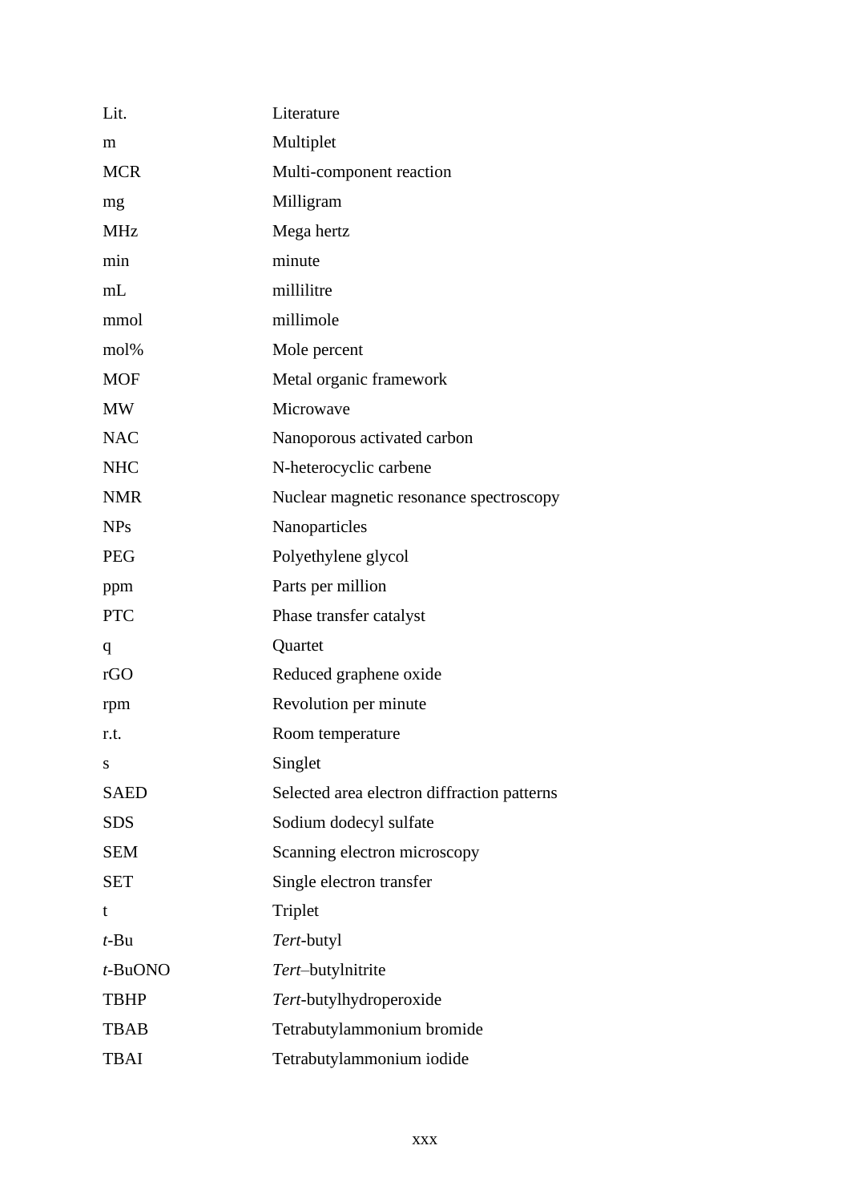| | |
|---|---|
| Lit. | Literature |
| m | Multiplet |
| MCR | Multi-component reaction |
| mg | Milligram |
| MHz | Mega hertz |
| min | minute |
| mL | millilitre |
| mmol | millimole |
| mol% | Mole percent |
| MOF | Metal organic framework |
| MW | Microwave |
| NAC | Nanoporous activated carbon |
| NHC | N-heterocyclic carbene |
| NMR | Nuclear magnetic resonance spectroscopy |
| NPs | Nanoparticles |
| PEG | Polyethylene glycol |
| ppm | Parts per million |
| PTC | Phase transfer catalyst |
| q | Quartet |
| rGO | Reduced graphene oxide |
| rpm | Revolution per minute |
| r.t. | Room temperature |
| s | Singlet |
| SAED | Selected area electron diffraction patterns |
| SDS | Sodium dodecyl sulfate |
| SEM | Scanning electron microscopy |
| SET | Single electron transfer |
| t | Triplet |
| *t*-Bu | *Tert*-butyl |
| *t*-BuONO | *Tert*–butylnitrite |
| TBHP | *Tert*-butylhydroperoxide |
| TBAB | Tetrabutylammonium bromide |
| TBAI | Tetrabutylammonium iodide |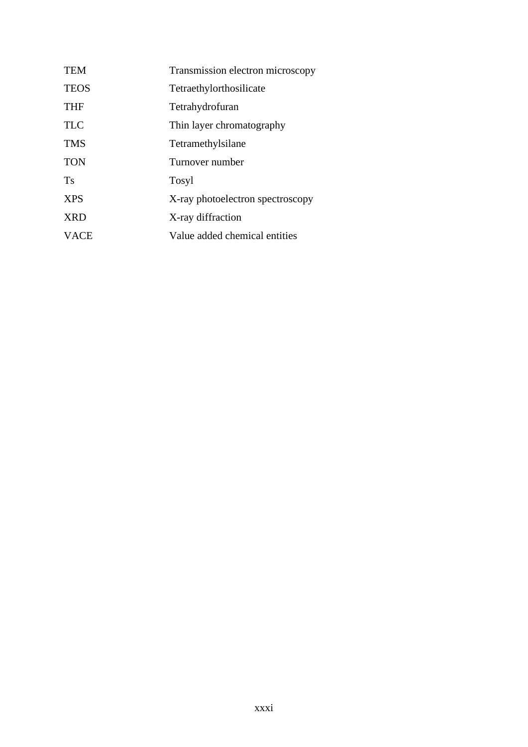| | |
|---|---|
| TEM | Transmission electron microscopy |
| TEOS | Tetraethylorthosilicate |
| THF | Tetrahydrofuran |
| TLC | Thin layer chromatography |
| TMS | Tetramethylsilane |
| TON | Turnover number |
| Ts | Tosyl |
| XPS | X-ray photoelectron spectroscopy |
| XRD | X-ray diffraction |
| VACE | Value added chemical entities |